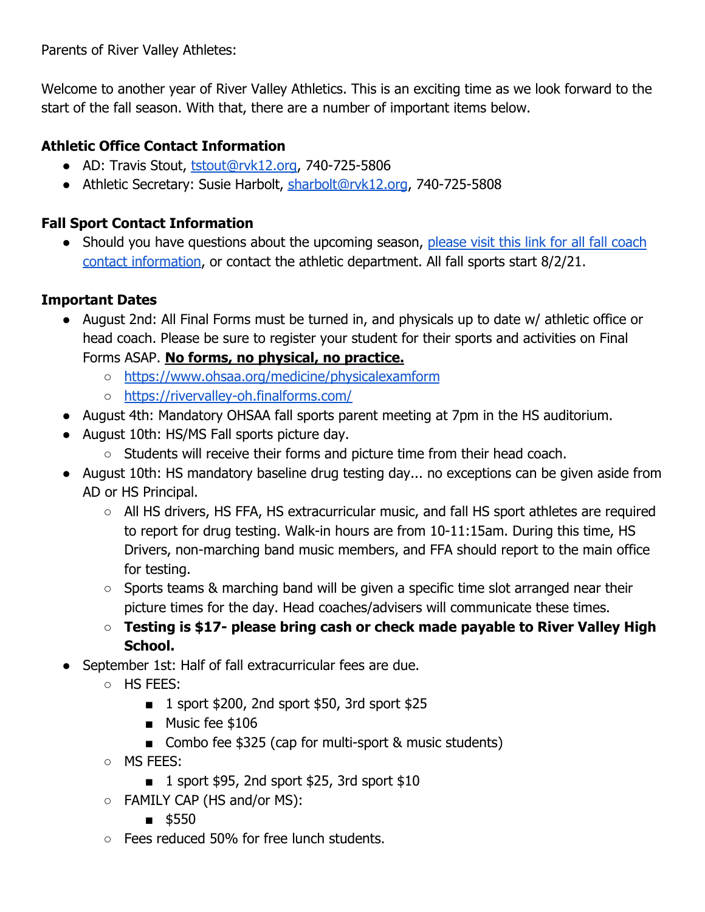Parents of River Valley Athletes:

Welcome to another year of River Valley Athletics. This is an exciting time as we look forward to the start of the fall season. With that, there are a number of important items below.

**Athletic Office Contact Information**

- AD: Travis Stout, tstout@rvk12.org, 740-725-5806
- Athletic Secretary: Susie Harbolt, sharbolt@rvk12.org, 740-725-5808

**Fall Sport Contact Information**

- Should you have questions about the upcoming season, please visit this link for all fall coach contact information, or contact the athletic department. All fall sports start 8/2/21.

**Important Dates**

- August 2nd: All Final Forms must be turned in, and physicals up to date w/ athletic office or head coach. Please be sure to register your student for their sports and activities on Final Forms ASAP. **No forms, no physical, no practice.**
  - https://www.ohsaa.org/medicine/physicalexamform
  - https://rivervalley-oh.finalforms.com/
- August 4th: Mandatory OHSAA fall sports parent meeting at 7pm in the HS auditorium.
- August 10th: HS/MS Fall sports picture day.
  - Students will receive their forms and picture time from their head coach.
- August 10th: HS mandatory baseline drug testing day... no exceptions can be given aside from AD or HS Principal.
  - All HS drivers, HS FFA, HS extracurricular music, and fall HS sport athletes are required to report for drug testing. Walk-in hours are from 10-11:15am. During this time, HS Drivers, non-marching band music members, and FFA should report to the main office for testing.
  - Sports teams & marching band will be given a specific time slot arranged near their picture times for the day. Head coaches/advisers will communicate these times.
  - **Testing is $17- please bring cash or check made payable to River Valley High School.**
- September 1st: Half of fall extracurricular fees are due.
  - HS FEES:
    - 1 sport $200, 2nd sport $50, 3rd sport $25
    - Music fee $106
    - Combo fee $325 (cap for multi-sport & music students)
  - MS FEES:
    - 1 sport $95, 2nd sport $25, 3rd sport $10
  - FAMILY CAP (HS and/or MS):
    - $550
  - Fees reduced 50% for free lunch students.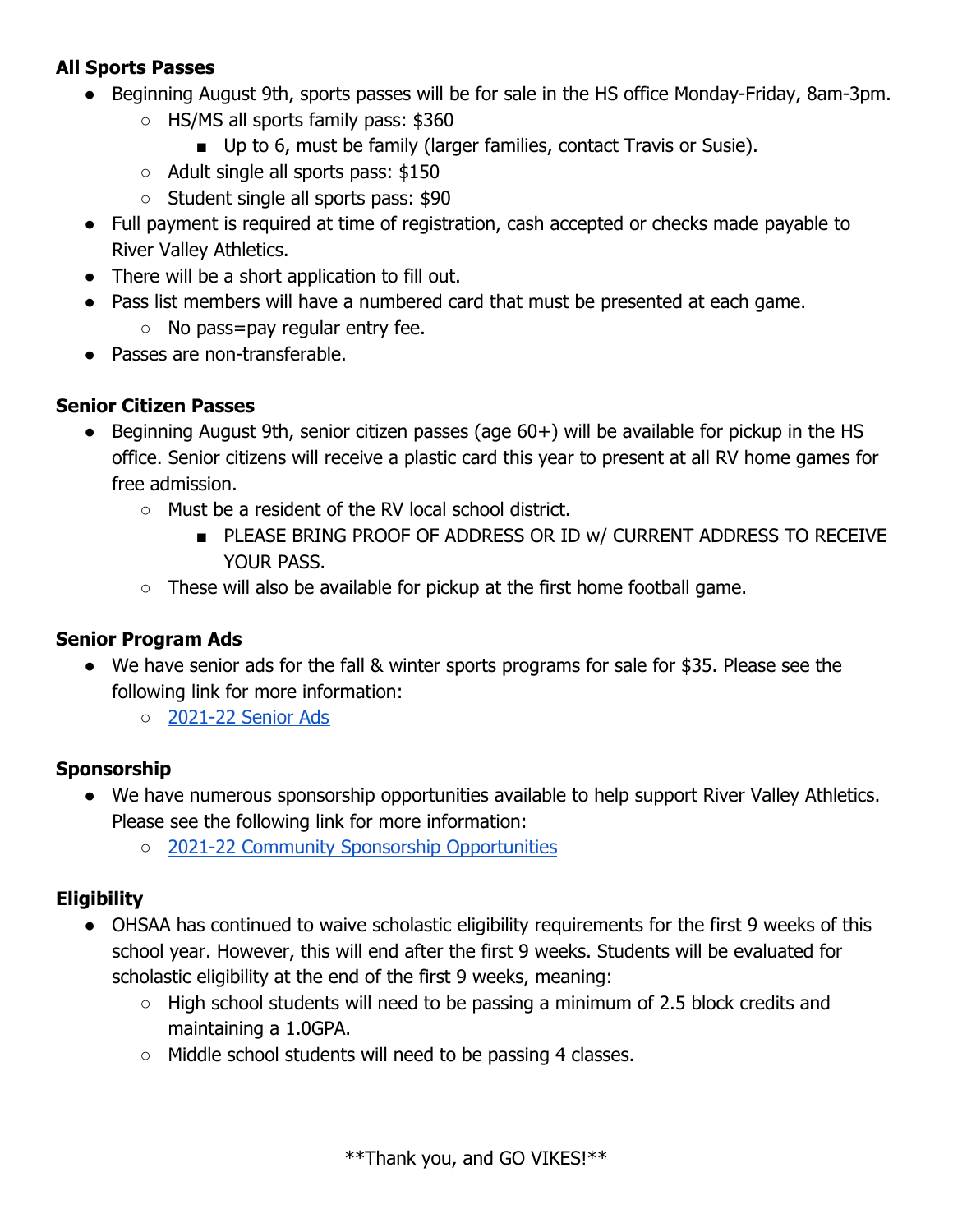**All Sports Passes**

- Beginning August 9th, sports passes will be for sale in the HS office Monday-Friday, 8am-3pm.
  - HS/MS all sports family pass: $360
    - Up to 6, must be family (larger families, contact Travis or Susie).
  - Adult single all sports pass: $150
  - Student single all sports pass: $90
- Full payment is required at time of registration, cash accepted or checks made payable to River Valley Athletics.
- There will be a short application to fill out.
- Pass list members will have a numbered card that must be presented at each game.
  - No pass=pay regular entry fee.
- Passes are non-transferable.

**Senior Citizen Passes**

- Beginning August 9th, senior citizen passes (age 60+) will be available for pickup in the HS office. Senior citizens will receive a plastic card this year to present at all RV home games for free admission.
  - Must be a resident of the RV local school district.
    - PLEASE BRING PROOF OF ADDRESS OR ID w/ CURRENT ADDRESS TO RECEIVE YOUR PASS.
  - These will also be available for pickup at the first home football game.

**Senior Program Ads**

- We have senior ads for the fall & winter sports programs for sale for $35. Please see the following link for more information:
  - 2021-22 Senior Ads

**Sponsorship**

- We have numerous sponsorship opportunities available to help support River Valley Athletics. Please see the following link for more information:
  - 2021-22 Community Sponsorship Opportunities

**Eligibility**

- OHSAA has continued to waive scholastic eligibility requirements for the first 9 weeks of this school year. However, this will end after the first 9 weeks. Students will be evaluated for scholastic eligibility at the end of the first 9 weeks, meaning:
  - High school students will need to be passing a minimum of 2.5 block credits and maintaining a 1.0GPA.
  - Middle school students will need to be passing 4 classes.

**Thank you, and GO VIKES!**